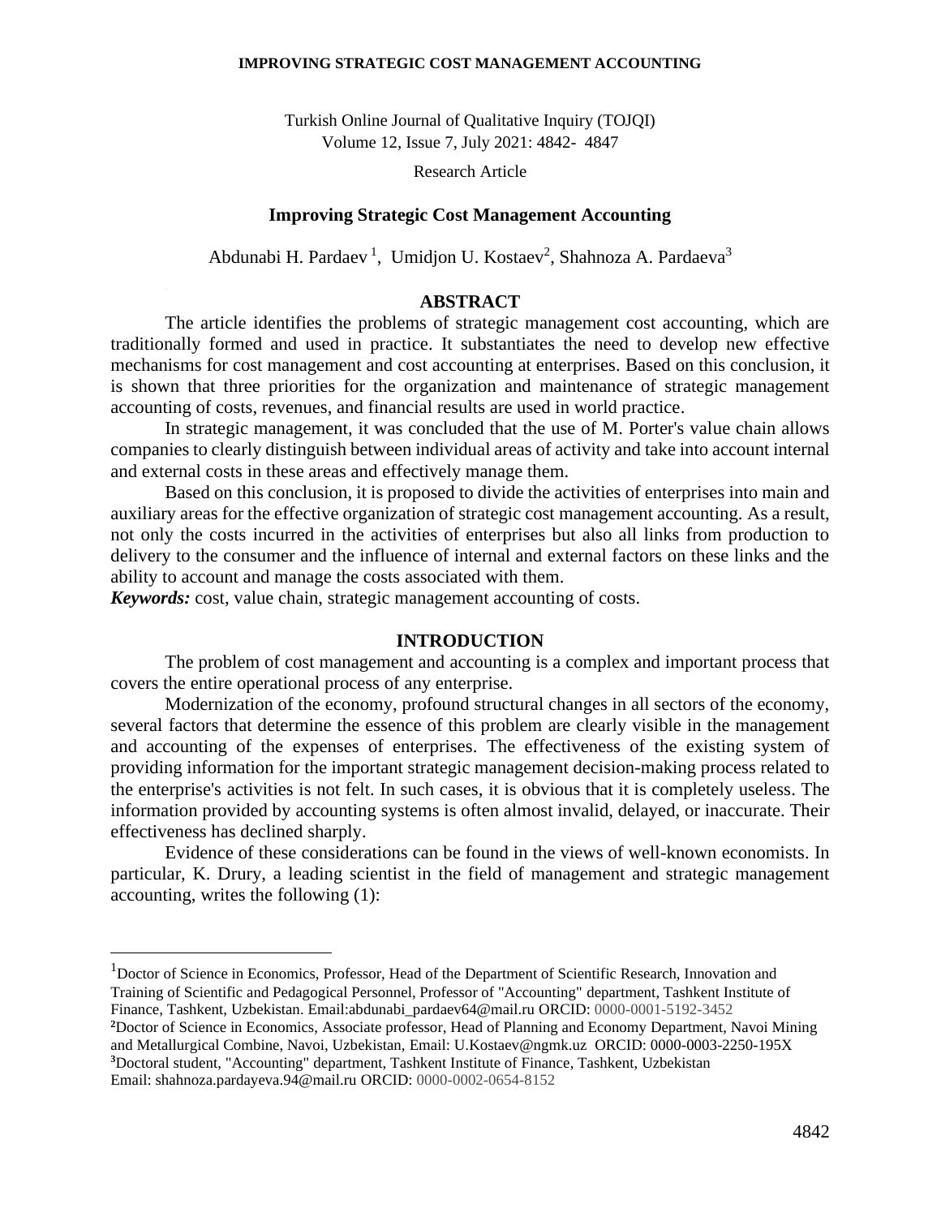Research Article

# Improving Strategic Cost Management Accounting

Abdunabi H. Pardaev [1], Umidjon U. Kostaev[2], Shahnoza A. Pardaeva[3]

## ABSTRACT

The article identifies the problems of strategic management cost accounting, which are traditionally formed and used in practice. It substantiates the need to develop new effective mechanisms for cost management and cost accounting at enterprises. Based on this conclusion, it is shown that three priorities for the organization and maintenance of strategic management accounting of costs, revenues, and financial results are used in world practice.

In strategic management, it was concluded that the use of M. Porter's value chain allows companies to clearly distinguish between individual areas of activity and take into account internal and external costs in these areas and effectively manage them.

Based on this conclusion, it is proposed to divide the activities of enterprises into main and auxiliary areas for the effective organization of strategic cost management accounting. As a result, not only the costs incurred in the activities of enterprises but also all links from production to delivery to the consumer and the influence of internal and external factors on these links and the ability to account and manage the costs associated with them.

***Keywords:*** cost, value chain, strategic management accounting of costs.

## INTRODUCTION

The problem of cost management and accounting is a complex and important process that covers the entire operational process of any enterprise.

Modernization of the economy, profound structural changes in all sectors of the economy, several factors that determine the essence of this problem are clearly visible in the management and accounting of the expenses of enterprises. The effectiveness of the existing system of providing information for the important strategic management decision-making process related to the enterprise's activities is not felt. In such cases, it is obvious that it is completely useless. The information provided by accounting systems is often almost invalid, delayed, or inaccurate. Their effectiveness has declined sharply.

Evidence of these considerations can be found in the views of well-known economists. In particular, K. Drury, a leading scientist in the field of management and strategic management accounting, writes the following (1):

---

[1]Doctor of Science in Economics, Professor, Head of the Department of Scientific Research, Innovation and Training of Scientific and Pedagogical Personnel, Professor of "Accounting" department, Tashkent Institute of Finance, Tashkent, Uzbekistan. Email:abdunabi_pardaev64@mail.ru ORCID: 0000-0001-5192-3452

[2]Doctor of Science in Economics, Associate professor, Head of Planning and Economy Department, Navoi Mining and Metallurgical Combine, Navoi, Uzbekistan, Email: U.Kostaev@ngmk.uz ORCID: 0000-0003-2250-195X

[3]Doctoral student, "Accounting" department, Tashkent Institute of Finance, Tashkent, Uzbekistan Email: shahnoza.pardayeva.94@mail.ru ORCID: 0000-0002-0654-8152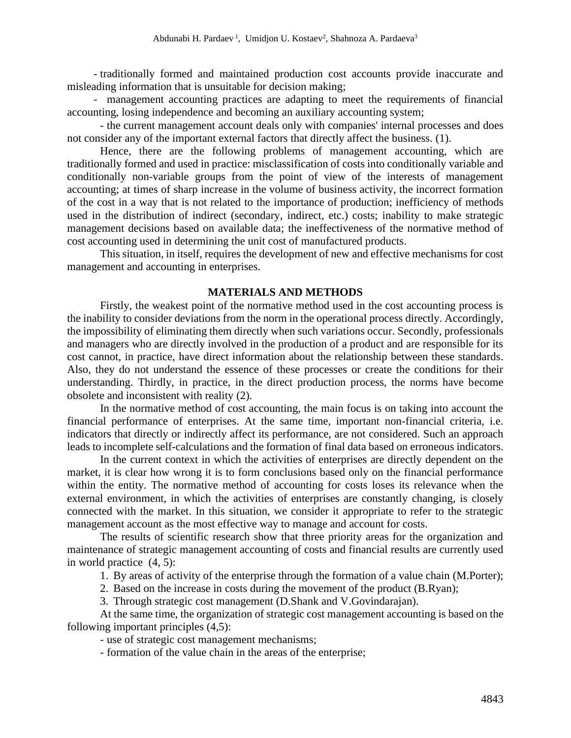- traditionally formed and maintained production cost accounts provide inaccurate and misleading information that is unsuitable for decision making;

- management accounting practices are adapting to meet the requirements of financial accounting, losing independence and becoming an auxiliary accounting system;

- the current management account deals only with companies' internal processes and does not consider any of the important external factors that directly affect the business. (1).

Hence, there are the following problems of management accounting, which are traditionally formed and used in practice: misclassification of costs into conditionally variable and conditionally non-variable groups from the point of view of the interests of management accounting; at times of sharp increase in the volume of business activity, the incorrect formation of the cost in a way that is not related to the importance of production; inefficiency of methods used in the distribution of indirect (secondary, indirect, etc.) costs; inability to make strategic management decisions based on available data; the ineffectiveness of the normative method of cost accounting used in determining the unit cost of manufactured products.

This situation, in itself, requires the development of new and effective mechanisms for cost management and accounting in enterprises.

## MATERIALS AND METHODS

Firstly, the weakest point of the normative method used in the cost accounting process is the inability to consider deviations from the norm in the operational process directly. Accordingly, the impossibility of eliminating them directly when such variations occur. Secondly, professionals and managers who are directly involved in the production of a product and are responsible for its cost cannot, in practice, have direct information about the relationship between these standards. Also, they do not understand the essence of these processes or create the conditions for their understanding. Thirdly, in practice, in the direct production process, the norms have become obsolete and inconsistent with reality (2).

In the normative method of cost accounting, the main focus is on taking into account the financial performance of enterprises. At the same time, important non-financial criteria, i.e. indicators that directly or indirectly affect its performance, are not considered. Such an approach leads to incomplete self-calculations and the formation of final data based on erroneous indicators.

In the current context in which the activities of enterprises are directly dependent on the market, it is clear how wrong it is to form conclusions based only on the financial performance within the entity. The normative method of accounting for costs loses its relevance when the external environment, in which the activities of enterprises are constantly changing, is closely connected with the market. In this situation, we consider it appropriate to refer to the strategic management account as the most effective way to manage and account for costs.

The results of scientific research show that three priority areas for the organization and maintenance of strategic management accounting of costs and financial results are currently used in world practice (4, 5):

1. By areas of activity of the enterprise through the formation of a value chain (M.Porter);
2. Based on the increase in costs during the movement of the product (B.Ryan);
3. Through strategic cost management (D.Shank and V.Govindarajan).

At the same time, the organization of strategic cost management accounting is based on the following important principles (4,5):

- use of strategic cost management mechanisms;
- formation of the value chain in the areas of the enterprise;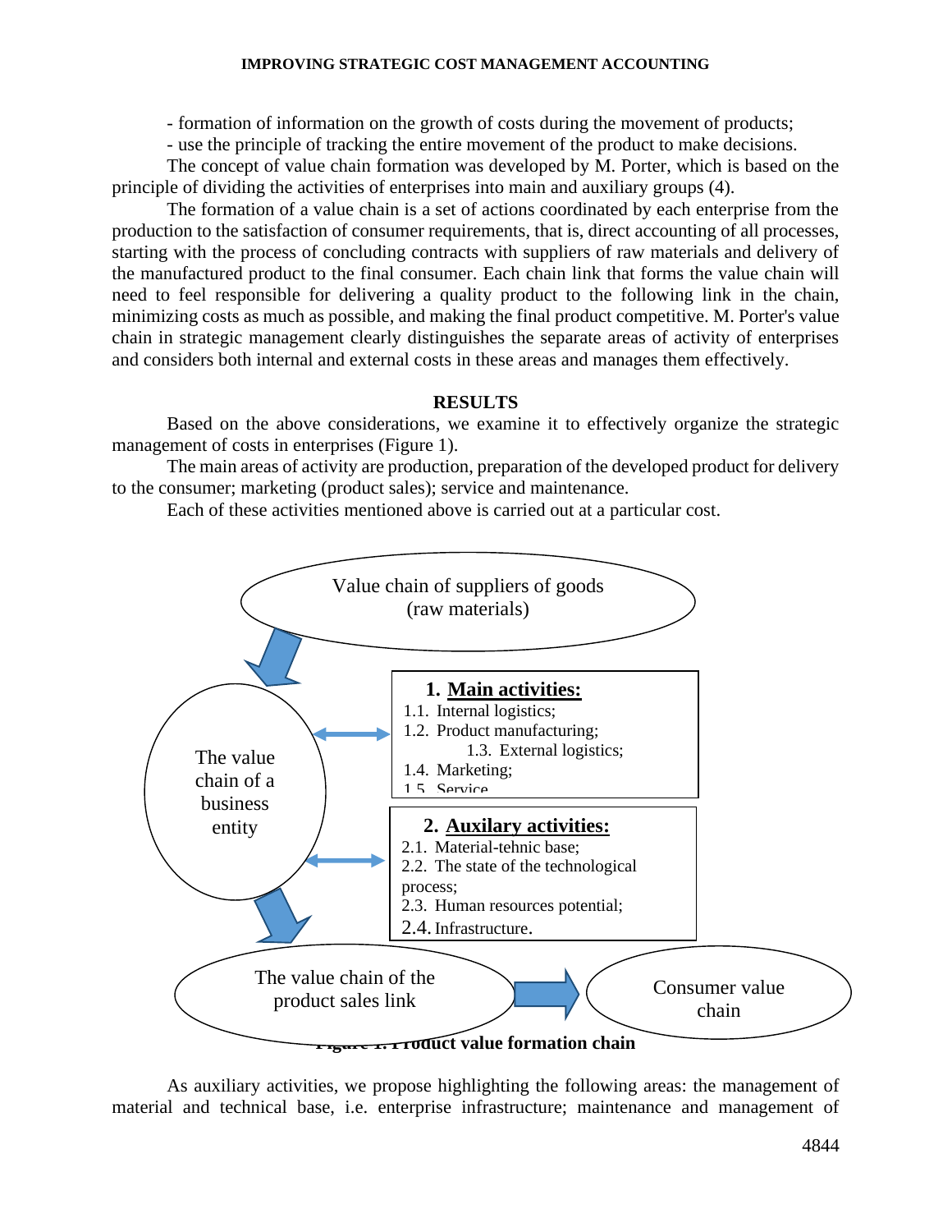- formation of information on the growth of costs during the movement of products;
- use the principle of tracking the entire movement of the product to make decisions.

The concept of value chain formation was developed by M. Porter, which is based on the principle of dividing the activities of enterprises into main and auxiliary groups (4).

The formation of a value chain is a set of actions coordinated by each enterprise from the production to the satisfaction of consumer requirements, that is, direct accounting of all processes, starting with the process of concluding contracts with suppliers of raw materials and delivery of the manufactured product to the final consumer. Each chain link that forms the value chain will need to feel responsible for delivering a quality product to the following link in the chain, minimizing costs as much as possible, and making the final product competitive. M. Porter's value chain in strategic management clearly distinguishes the separate areas of activity of enterprises and considers both internal and external costs in these areas and manages them effectively.

## RESULTS

Based on the above considerations, we examine it to effectively organize the strategic management of costs in enterprises (Figure 1).

The main areas of activity are production, preparation of the developed product for delivery to the consumer; marketing (product sales); service and maintenance.

Each of these activities mentioned above is carried out at a particular cost.

Value chain of suppliers of goods (raw materials)

The value chain of a business entity

**1. Main activities:**
1.1. Internal logistics;
1.2. Product manufacturing;
1.3. External logistics;
1.4. Marketing;
1.5. Service

**2. Auxilary activities:**
2.1. Material-tehnic base;
2.2. The state of the technological process;
2.3. Human resources potential;
2.4. Infrastructure.

The value chain of the product sales link

Consumer value chain

**Figure 1. Product value formation chain**

As auxiliary activities, we propose highlighting the following areas: the management of material and technical base, i.e. enterprise infrastructure; maintenance and management of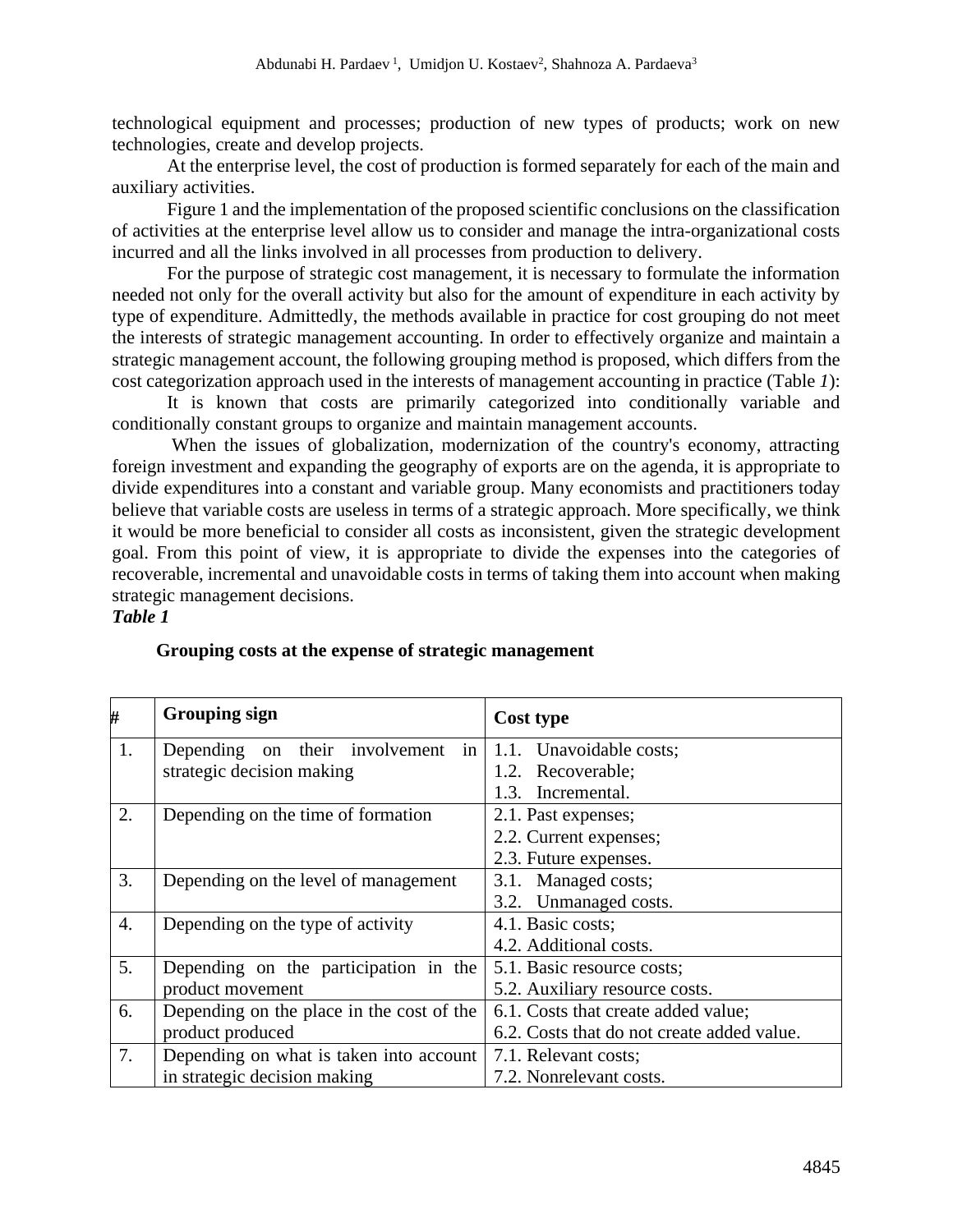technological equipment and processes; production of new types of products; work on new technologies, create and develop projects.

At the enterprise level, the cost of production is formed separately for each of the main and auxiliary activities.

Figure 1 and the implementation of the proposed scientific conclusions on the classification of activities at the enterprise level allow us to consider and manage the intra-organizational costs incurred and all the links involved in all processes from production to delivery.

For the purpose of strategic cost management, it is necessary to formulate the information needed not only for the overall activity but also for the amount of expenditure in each activity by type of expenditure. Admittedly, the methods available in practice for cost grouping do not meet the interests of strategic management accounting. In order to effectively organize and maintain a strategic management account, the following grouping method is proposed, which differs from the cost categorization approach used in the interests of management accounting in practice (Table *1*):

It is known that costs are primarily categorized into conditionally variable and conditionally constant groups to organize and maintain management accounts.

When the issues of globalization, modernization of the country's economy, attracting foreign investment and expanding the geography of exports are on the agenda, it is appropriate to divide expenditures into a constant and variable group. Many economists and practitioners today believe that variable costs are useless in terms of a strategic approach. More specifically, we think it would be more beneficial to consider all costs as inconsistent, given the strategic development goal. From this point of view, it is appropriate to divide the expenses into the categories of recoverable, incremental and unavoidable costs in terms of taking them into account when making strategic management decisions.

***Table 1***

**Grouping costs at the expense of strategic management**

| # | Grouping sign | Cost type |
|---|---|---|
| 1. | Depending on their involvement in strategic decision making | 1.1. Unavoidable costs;<br>1.2. Recoverable;<br>1.3. Incremental. |
| 2. | Depending on the time of formation | 2.1. Past expenses;<br>2.2. Current expenses;<br>2.3. Future expenses. |
| 3. | Depending on the level of management | 3.1. Managed costs;<br>3.2. Unmanaged costs. |
| 4. | Depending on the type of activity | 4.1. Basic costs;<br>4.2. Additional costs. |
| 5. | Depending on the participation in the product movement | 5.1. Basic resource costs;<br>5.2. Auxiliary resource costs. |
| 6. | Depending on the place in the cost of the product produced | 6.1. Costs that create added value;<br>6.2. Costs that do not create added value. |
| 7. | Depending on what is taken into account in strategic decision making | 7.1. Relevant costs;<br>7.2. Nonrelevant costs. |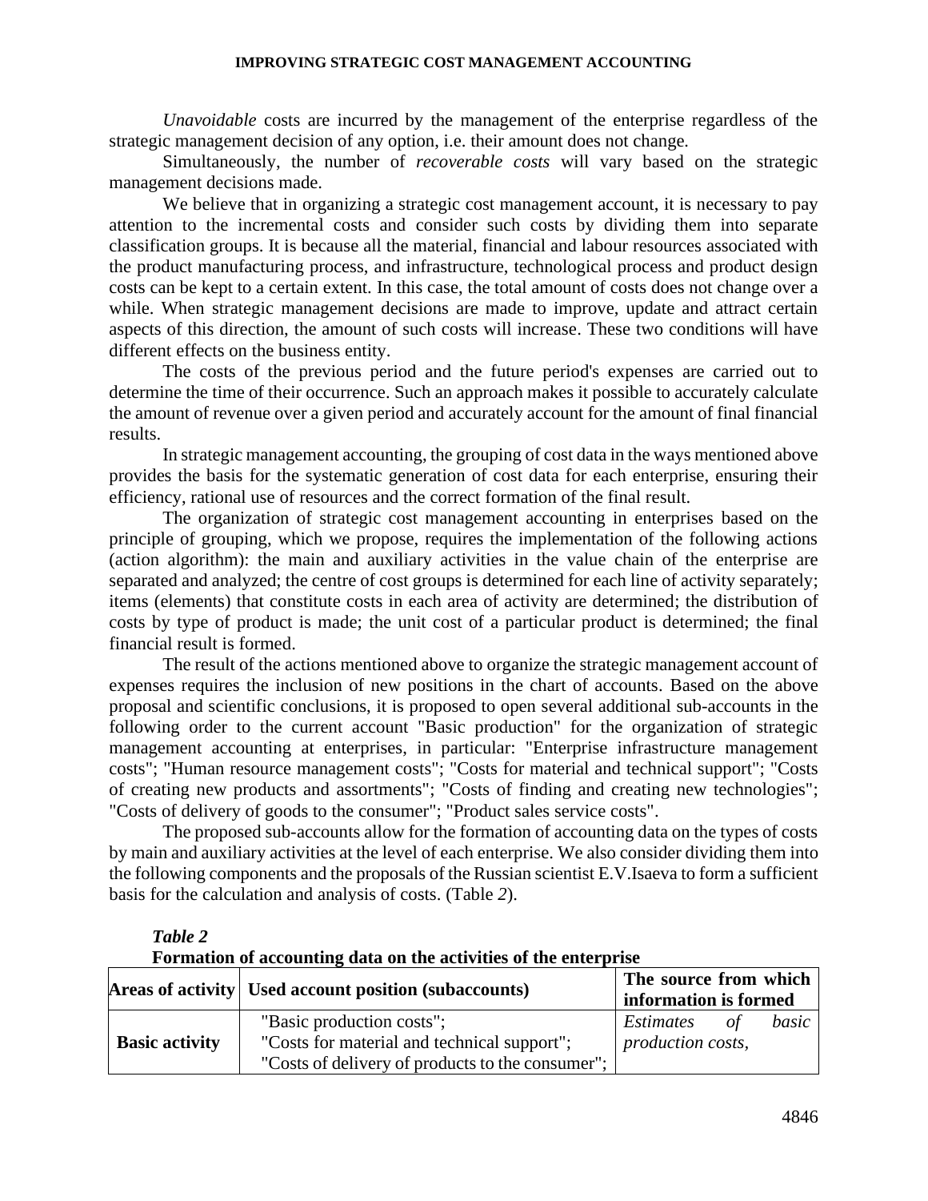*Unavoidable* costs are incurred by the management of the enterprise regardless of the strategic management decision of any option, i.e. their amount does not change.

Simultaneously, the number of *recoverable costs* will vary based on the strategic management decisions made.

We believe that in organizing a strategic cost management account, it is necessary to pay attention to the incremental costs and consider such costs by dividing them into separate classification groups. It is because all the material, financial and labour resources associated with the product manufacturing process, and infrastructure, technological process and product design costs can be kept to a certain extent. In this case, the total amount of costs does not change over a while. When strategic management decisions are made to improve, update and attract certain aspects of this direction, the amount of such costs will increase. These two conditions will have different effects on the business entity.

The costs of the previous period and the future period's expenses are carried out to determine the time of their occurrence. Such an approach makes it possible to accurately calculate the amount of revenue over a given period and accurately account for the amount of final financial results.

In strategic management accounting, the grouping of cost data in the ways mentioned above provides the basis for the systematic generation of cost data for each enterprise, ensuring their efficiency, rational use of resources and the correct formation of the final result.

The organization of strategic cost management accounting in enterprises based on the principle of grouping, which we propose, requires the implementation of the following actions (action algorithm): the main and auxiliary activities in the value chain of the enterprise are separated and analyzed; the centre of cost groups is determined for each line of activity separately; items (elements) that constitute costs in each area of activity are determined; the distribution of costs by type of product is made; the unit cost of a particular product is determined; the final financial result is formed.

The result of the actions mentioned above to organize the strategic management account of expenses requires the inclusion of new positions in the chart of accounts. Based on the above proposal and scientific conclusions, it is proposed to open several additional sub-accounts in the following order to the current account "Basic production" for the organization of strategic management accounting at enterprises, in particular: "Enterprise infrastructure management costs"; "Human resource management costs"; "Costs for material and technical support"; "Costs of creating new products and assortments"; "Costs of finding and creating new technologies"; "Costs of delivery of goods to the consumer"; "Product sales service costs".

The proposed sub-accounts allow for the formation of accounting data on the types of costs by main and auxiliary activities at the level of each enterprise. We also consider dividing them into the following components and the proposals of the Russian scientist E.V.Isaeva to form a sufficient basis for the calculation and analysis of costs. (Table *2*).

***Table 2***

**Formation of accounting data on the activities of the enterprise**

| **Areas of activity** | **Used account position (subaccounts)** | **The source from which information is formed** |
|---|---|---|
| **Basic activity** | "Basic production costs";<br>"Costs for material and technical support";<br>"Costs of delivery of products to the consumer"; | *Estimates of basic production costs,* |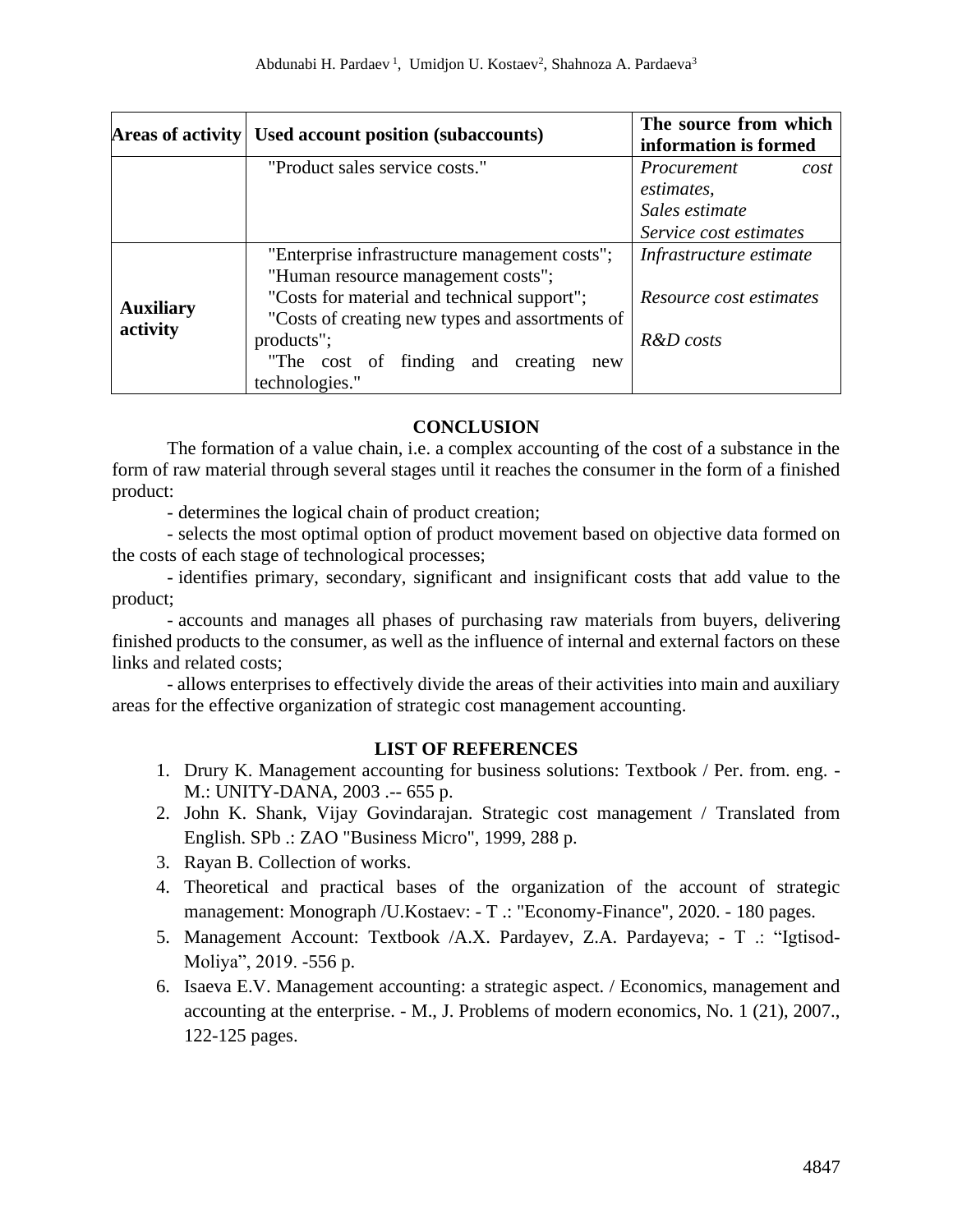| Areas of activity | Used account position (subaccounts) | The source from which information is formed |
| --- | --- | --- |
| | "Product sales service costs." | *Procurement cost estimates,* *Sales estimate* *Service cost estimates* |
| **Auxiliary activity** | "Enterprise infrastructure management costs"; "Human resource management costs"; "Costs for material and technical support"; "Costs of creating new types and assortments of products"; "The cost of finding and creating new technologies." | *Infrastructure estimate* *Resource cost estimates* *R&D costs* |

## CONCLUSION

The formation of a value chain, i.e. a complex accounting of the cost of a substance in the form of raw material through several stages until it reaches the consumer in the form of a finished product:

- determines the logical chain of product creation;
- selects the most optimal option of product movement based on objective data formed on the costs of each stage of technological processes;
- identifies primary, secondary, significant and insignificant costs that add value to the product;
- accounts and manages all phases of purchasing raw materials from buyers, delivering finished products to the consumer, as well as the influence of internal and external factors on these links and related costs;
- allows enterprises to effectively divide the areas of their activities into main and auxiliary areas for the effective organization of strategic cost management accounting.

## LIST OF REFERENCES

1. Drury K. Management accounting for business solutions: Textbook / Per. from. eng. - M.: UNITY-DANA, 2003 .-- 655 p.
2. John K. Shank, Vijay Govindarajan. Strategic cost management / Translated from English. SPb .: ZAO "Business Micro", 1999, 288 p.
3. Rayan B. Collection of works.
4. Theoretical and practical bases of the organization of the account of strategic management: Monograph /U.Kostaev: - T .: "Economy-Finance", 2020. - 180 pages.
5. Management Account: Textbook /A.X. Pardayev, Z.A. Pardayeva; - T .: “Igtisod-Moliya”, 2019. -556 p.
6. Isaeva E.V. Management accounting: a strategic aspect. / Economics, management and accounting at the enterprise. - M., J. Problems of modern economics, No. 1 (21), 2007., 122-125 pages.